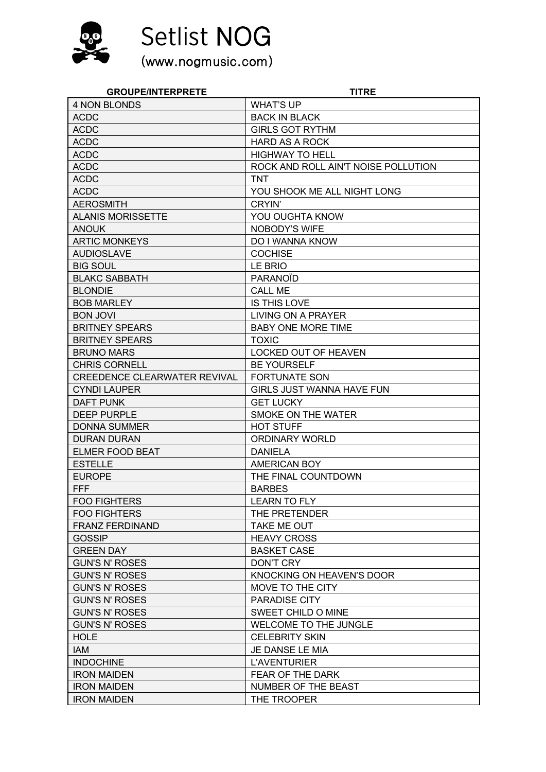# Setlist NOG

(www.nogmusic.com)

| GROUPE/INTERPRETE | TITRE |
|---|---|
| 4 NON BLONDS | WHAT'S UP |
| ACDC | BACK IN BLACK |
| ACDC | GIRLS GOT RYTHM |
| ACDC | HARD AS A ROCK |
| ACDC | HIGHWAY TO HELL |
| ACDC | ROCK AND ROLL AIN'T NOISE POLLUTION |
| ACDC | TNT |
| ACDC | YOU SHOOK ME ALL NIGHT LONG |
| AEROSMITH | CRYIN' |
| ALANIS MORISSETTE | YOU OUGHTA KNOW |
| ANOUK | NOBODY'S WIFE |
| ARTIC MONKEYS | DO I WANNA KNOW |
| AUDIOSLAVE | COCHISE |
| BIG SOUL | LE BRIO |
| BLAKC SABBATH | PARANOÏD |
| BLONDIE | CALL ME |
| BOB MARLEY | IS THIS LOVE |
| BON JOVI | LIVING ON A PRAYER |
| BRITNEY SPEARS | BABY ONE MORE TIME |
| BRITNEY SPEARS | TOXIC |
| BRUNO MARS | LOCKED OUT OF HEAVEN |
| CHRIS CORNELL | BE YOURSELF |
| CREEDENCE CLEARWATER REVIVAL | FORTUNATE SON |
| CYNDI LAUPER | GIRLS JUST WANNA HAVE FUN |
| DAFT PUNK | GET LUCKY |
| DEEP PURPLE | SMOKE ON THE WATER |
| DONNA SUMMER | HOT STUFF |
| DURAN DURAN | ORDINARY WORLD |
| ELMER FOOD BEAT | DANIELA |
| ESTELLE | AMERICAN BOY |
| EUROPE | THE FINAL COUNTDOWN |
| FFF | BARBES |
| FOO FIGHTERS | LEARN TO FLY |
| FOO FIGHTERS | THE PRETENDER |
| FRANZ FERDINAND | TAKE ME OUT |
| GOSSIP | HEAVY CROSS |
| GREEN DAY | BASKET CASE |
| GUN'S N' ROSES | DON'T CRY |
| GUN'S N' ROSES | KNOCKING ON HEAVEN'S DOOR |
| GUN'S N' ROSES | MOVE TO THE CITY |
| GUN'S N' ROSES | PARADISE CITY |
| GUN'S N' ROSES | SWEET CHILD O MINE |
| GUN'S N' ROSES | WELCOME TO THE JUNGLE |
| HOLE | CELEBRITY SKIN |
| IAM | JE DANSE LE MIA |
| INDOCHINE | L'AVENTURIER |
| IRON MAIDEN | FEAR OF THE DARK |
| IRON MAIDEN | NUMBER OF THE BEAST |
| IRON MAIDEN | THE TROOPER |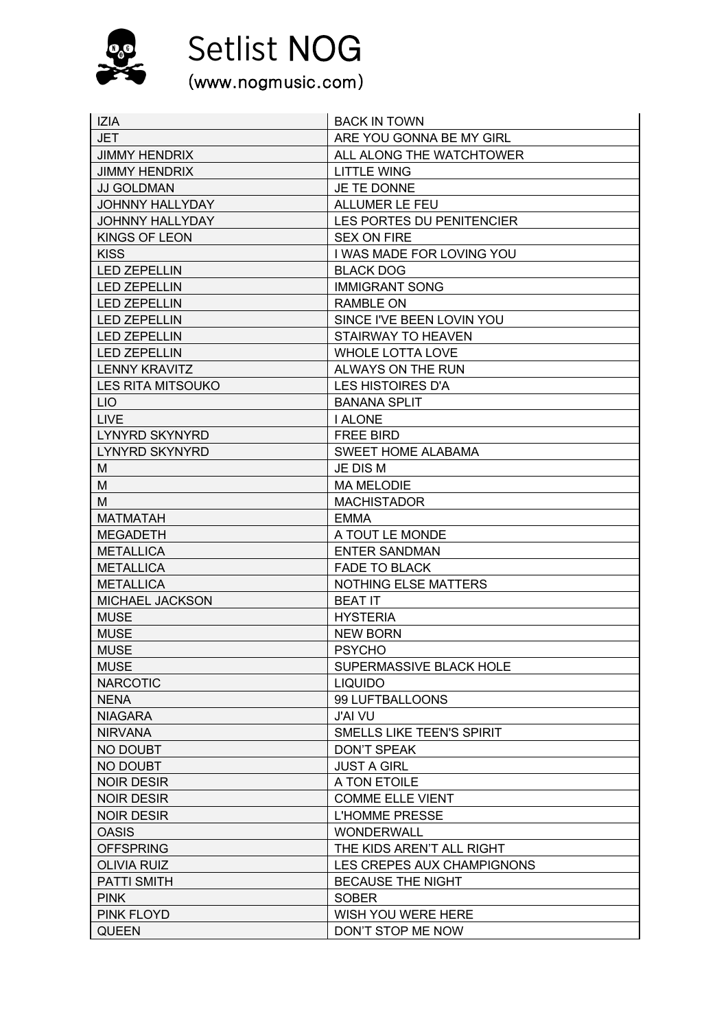# Setlist NOG

(www.nogmusic.com)

| IZIA | BACK IN TOWN |
|---|---|
| JET | ARE YOU GONNA BE MY GIRL |
| JIMMY HENDRIX | ALL ALONG THE WATCHTOWER |
| JIMMY HENDRIX | LITTLE WING |
| JJ GOLDMAN | JE TE DONNE |
| JOHNNY HALLYDAY | ALLUMER LE FEU |
| JOHNNY HALLYDAY | LES PORTES DU PENITENCIER |
| KINGS OF LEON | SEX ON FIRE |
| KISS | I WAS MADE FOR LOVING YOU |
| LED ZEPELLIN | BLACK DOG |
| LED ZEPELLIN | IMMIGRANT SONG |
| LED ZEPELLIN | RAMBLE ON |
| LED ZEPELLIN | SINCE I'VE BEEN LOVIN YOU |
| LED ZEPELLIN | STAIRWAY TO HEAVEN |
| LED ZEPELLIN | WHOLE LOTTA LOVE |
| LENNY KRAVITZ | ALWAYS ON THE RUN |
| LES RITA MITSOUKO | LES HISTOIRES D'A |
| LIO | BANANA SPLIT |
| LIVE | I ALONE |
| LYNYRD SKYNYRD | FREE BIRD |
| LYNYRD SKYNYRD | SWEET HOME ALABAMA |
| M | JE DIS M |
| M | MA MELODIE |
| M | MACHISTADOR |
| MATMATAH | EMMA |
| MEGADETH | A TOUT LE MONDE |
| METALLICA | ENTER SANDMAN |
| METALLICA | FADE TO BLACK |
| METALLICA | NOTHING ELSE MATTERS |
| MICHAEL JACKSON | BEAT IT |
| MUSE | HYSTERIA |
| MUSE | NEW BORN |
| MUSE | PSYCHO |
| MUSE | SUPERMASSIVE BLACK HOLE |
| NARCOTIC | LIQUIDO |
| NENA | 99 LUFTBALLOONS |
| NIAGARA | J'AI VU |
| NIRVANA | SMELLS LIKE TEEN'S SPIRIT |
| NO DOUBT | DON'T SPEAK |
| NO DOUBT | JUST A GIRL |
| NOIR DESIR | A TON ETOILE |
| NOIR DESIR | COMME ELLE VIENT |
| NOIR DESIR | L'HOMME PRESSE |
| OASIS | WONDERWALL |
| OFFSPRING | THE KIDS AREN'T ALL RIGHT |
| OLIVIA RUIZ | LES CREPES AUX CHAMPIGNONS |
| PATTI SMITH | BECAUSE THE NIGHT |
| PINK | SOBER |
| PINK FLOYD | WISH YOU WERE HERE |
| QUEEN | DON'T STOP ME NOW |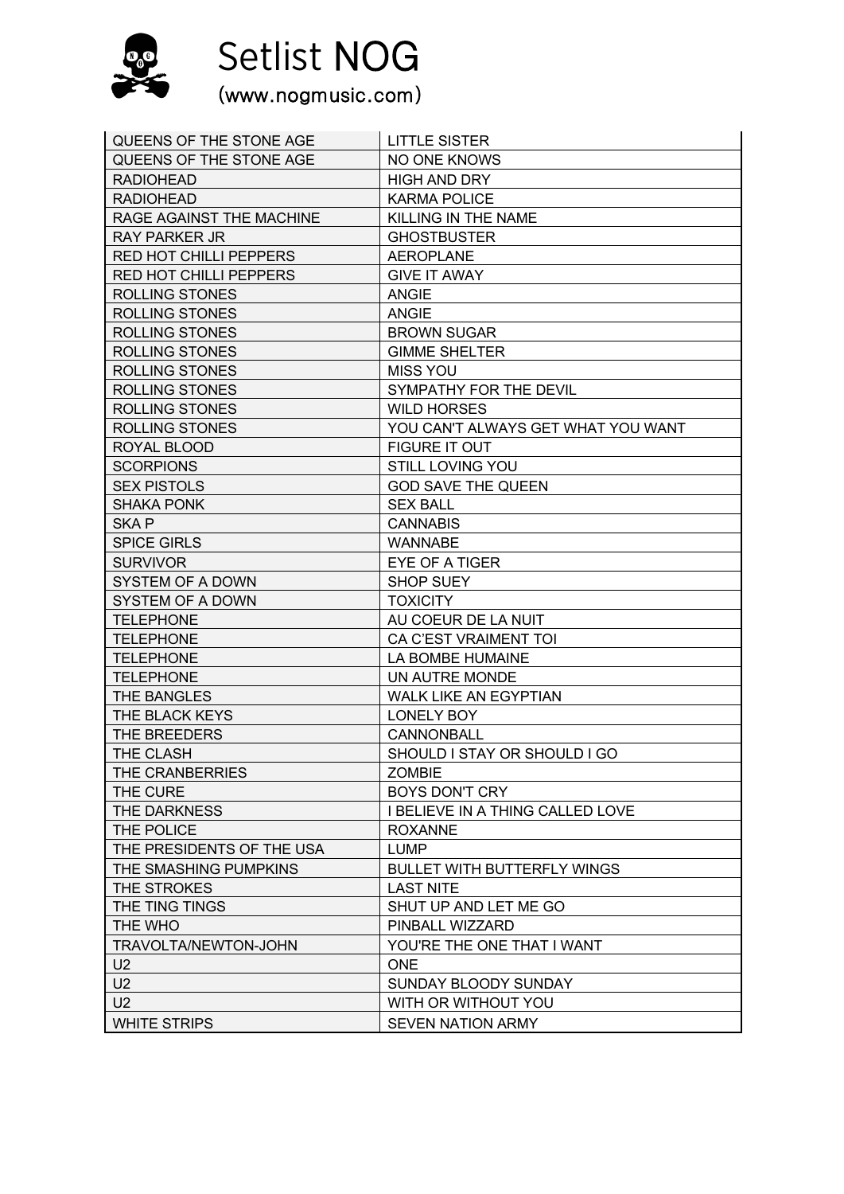| | |
|---|---|
| QUEENS OF THE STONE AGE | LITTLE SISTER |
| QUEENS OF THE STONE AGE | NO ONE KNOWS |
| RADIOHEAD | HIGH AND DRY |
| RADIOHEAD | KARMA POLICE |
| RAGE AGAINST THE MACHINE | KILLING IN THE NAME |
| RAY PARKER JR | GHOSTBUSTER |
| RED HOT CHILLI PEPPERS | AEROPLANE |
| RED HOT CHILLI PEPPERS | GIVE IT AWAY |
| ROLLING STONES | ANGIE |
| ROLLING STONES | ANGIE |
| ROLLING STONES | BROWN SUGAR |
| ROLLING STONES | GIMME SHELTER |
| ROLLING STONES | MISS YOU |
| ROLLING STONES | SYMPATHY FOR THE DEVIL |
| ROLLING STONES | WILD HORSES |
| ROLLING STONES | YOU CAN'T ALWAYS GET WHAT YOU WANT |
| ROYAL BLOOD | FIGURE IT OUT |
| SCORPIONS | STILL LOVING YOU |
| SEX PISTOLS | GOD SAVE THE QUEEN |
| SHAKA PONK | SEX BALL |
| SKA P | CANNABIS |
| SPICE GIRLS | WANNABE |
| SURVIVOR | EYE OF A TIGER |
| SYSTEM OF A DOWN | SHOP SUEY |
| SYSTEM OF A DOWN | TOXICITY |
| TELEPHONE | AU COEUR DE LA NUIT |
| TELEPHONE | CA C'EST VRAIMENT TOI |
| TELEPHONE | LA BOMBE HUMAINE |
| TELEPHONE | UN AUTRE MONDE |
| THE BANGLES | WALK LIKE AN EGYPTIAN |
| THE BLACK KEYS | LONELY BOY |
| THE BREEDERS | CANNONBALL |
| THE CLASH | SHOULD I STAY OR SHOULD I GO |
| THE CRANBERRIES | ZOMBIE |
| THE CURE | BOYS DON'T CRY |
| THE DARKNESS | I BELIEVE IN A THING CALLED LOVE |
| THE POLICE | ROXANNE |
| THE PRESIDENTS OF THE USA | LUMP |
| THE SMASHING PUMPKINS | BULLET WITH BUTTERFLY WINGS |
| THE STROKES | LAST NITE |
| THE TING TINGS | SHUT UP AND LET ME GO |
| THE WHO | PINBALL WIZZARD |
| TRAVOLTA/NEWTON-JOHN | YOU'RE THE ONE THAT I WANT |
| U2 | ONE |
| U2 | SUNDAY BLOODY SUNDAY |
| U2 | WITH OR WITHOUT YOU |
| WHITE STRIPS | SEVEN NATION ARMY |